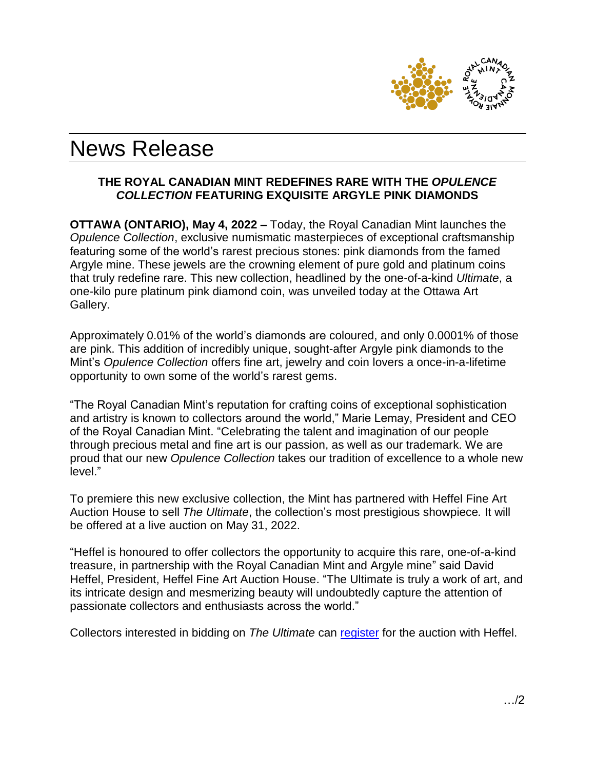# News Release

**THE ROYAL CANADIAN MINT REDEFINES RARE WITH THE *OPULENCE COLLECTION* FEATURING EXQUISITE ARGYLE PINK DIAMONDS**

**OTTAWA (ONTARIO), May 4, 2022 –** Today, the Royal Canadian Mint launches the *Opulence Collection*, exclusive numismatic masterpieces of exceptional craftsmanship featuring some of the world's rarest precious stones: pink diamonds from the famed Argyle mine. These jewels are the crowning element of pure gold and platinum coins that truly redefine rare. This new collection, headlined by the one-of-a-kind *Ultimate*, a one-kilo pure platinum pink diamond coin, was unveiled today at the Ottawa Art Gallery.

Approximately 0.01% of the world's diamonds are coloured, and only 0.0001% of those are pink. This addition of incredibly unique, sought-after Argyle pink diamonds to the Mint's *Opulence Collection* offers fine art, jewelry and coin lovers a once-in-a-lifetime opportunity to own some of the world's rarest gems.

"The Royal Canadian Mint's reputation for crafting coins of exceptional sophistication and artistry is known to collectors around the world," Marie Lemay, President and CEO of the Royal Canadian Mint. "Celebrating the talent and imagination of our people through precious metal and fine art is our passion, as well as our trademark. We are proud that our new *Opulence Collection* takes our tradition of excellence to a whole new level."

To premiere this new exclusive collection, the Mint has partnered with Heffel Fine Art Auction House to sell *The Ultimate*, the collection's most prestigious showpiece. It will be offered at a live auction on May 31, 2022.

"Heffel is honoured to offer collectors the opportunity to acquire this rare, one-of-a-kind treasure, in partnership with the Royal Canadian Mint and Argyle mine" said David Heffel, President, Heffel Fine Art Auction House. "The Ultimate is truly a work of art, and its intricate design and mesmerizing beauty will undoubtedly capture the attention of passionate collectors and enthusiasts across the world."

Collectors interested in bidding on *The Ultimate* can register for the auction with Heffel.

…/2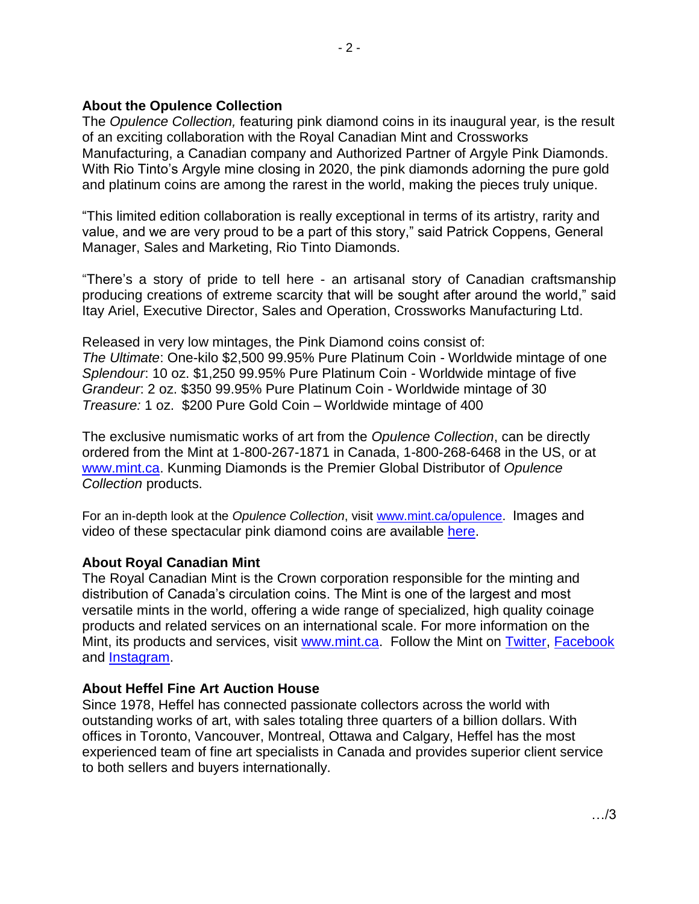**About the Opulence Collection**

The *Opulence Collection,* featuring pink diamond coins in its inaugural year*,* is the result of an exciting collaboration with the Royal Canadian Mint and Crossworks Manufacturing, a Canadian company and Authorized Partner of Argyle Pink Diamonds. With Rio Tinto's Argyle mine closing in 2020, the pink diamonds adorning the pure gold and platinum coins are among the rarest in the world, making the pieces truly unique.

"This limited edition collaboration is really exceptional in terms of its artistry, rarity and value, and we are very proud to be a part of this story," said Patrick Coppens, General Manager, Sales and Marketing, Rio Tinto Diamonds.

"There's a story of pride to tell here - an artisanal story of Canadian craftsmanship producing creations of extreme scarcity that will be sought after around the world," said Itay Ariel, Executive Director, Sales and Operation, Crossworks Manufacturing Ltd.

Released in very low mintages, the Pink Diamond coins consist of:
*The Ultimate*: One-kilo $2,500 99.95% Pure Platinum Coin - Worldwide mintage of one
*Splendour*: 10 oz. $1,250 99.95% Pure Platinum Coin - Worldwide mintage of five
*Grandeur*: 2 oz. $350 99.95% Pure Platinum Coin - Worldwide mintage of 30
*Treasure:* 1 oz. $200 Pure Gold Coin – Worldwide mintage of 400

The exclusive numismatic works of art from the *Opulence Collection*, can be directly ordered from the Mint at 1-800-267-1871 in Canada, 1-800-268-6468 in the US, or at www.mint.ca. Kunming Diamonds is the Premier Global Distributor of *Opulence Collection* products.

For an in-depth look at the *Opulence Collection*, visit www.mint.ca/opulence. Images and video of these spectacular pink diamond coins are available here.

**About Royal Canadian Mint**

The Royal Canadian Mint is the Crown corporation responsible for the minting and distribution of Canada's circulation coins. The Mint is one of the largest and most versatile mints in the world, offering a wide range of specialized, high quality coinage products and related services on an international scale. For more information on the Mint, its products and services, visit www.mint.ca. Follow the Mint on Twitter, Facebook and Instagram.

**About Heffel Fine Art Auction House**

Since 1978, Heffel has connected passionate collectors across the world with outstanding works of art, with sales totaling three quarters of a billion dollars. With offices in Toronto, Vancouver, Montreal, Ottawa and Calgary, Heffel has the most experienced team of fine art specialists in Canada and provides superior client service to both sellers and buyers internationally.

…/3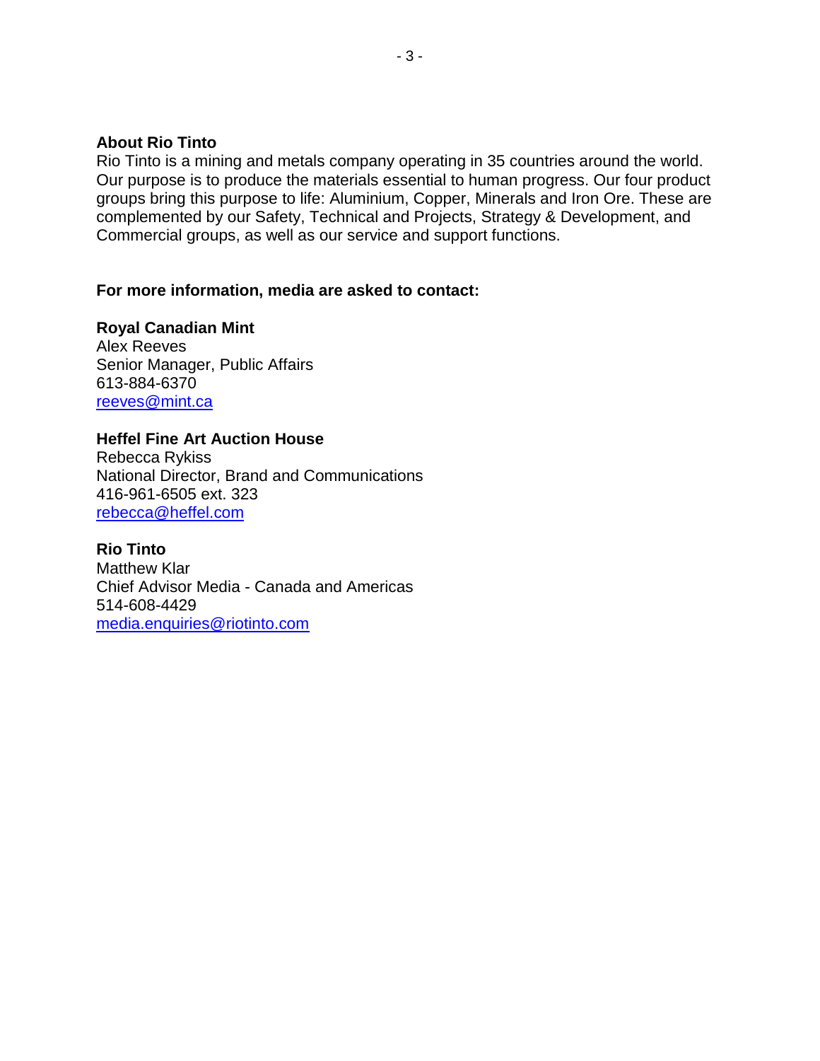**About Rio Tinto**

Rio Tinto is a mining and metals company operating in 35 countries around the world. Our purpose is to produce the materials essential to human progress. Our four product groups bring this purpose to life: Aluminium, Copper, Minerals and Iron Ore. These are complemented by our Safety, Technical and Projects, Strategy & Development, and Commercial groups, as well as our service and support functions.

**For more information, media are asked to contact:**

**Royal Canadian Mint**
Alex Reeves
Senior Manager, Public Affairs
613-884-6370
reeves@mint.ca

**Heffel Fine Art Auction House**
Rebecca Rykiss
National Director, Brand and Communications
416-961-6505 ext. 323
rebecca@heffel.com

**Rio Tinto**
Matthew Klar
Chief Advisor Media - Canada and Americas
514-608-4429
media.enquiries@riotinto.com